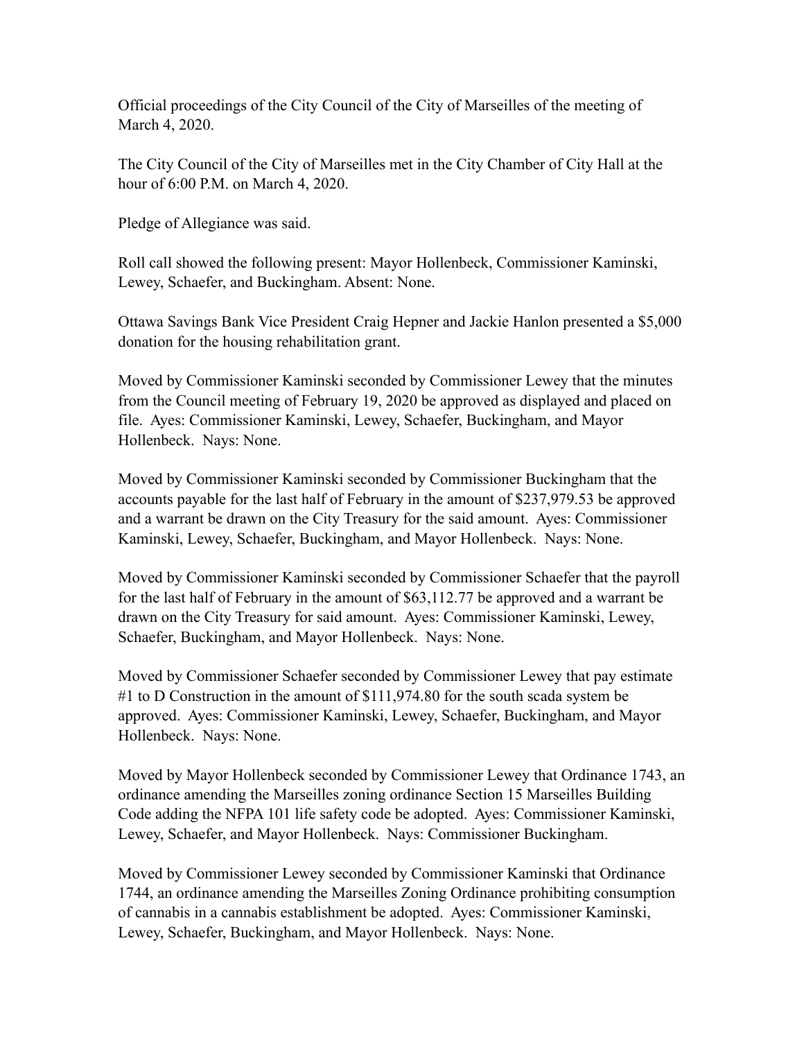Official proceedings of the City Council of the City of Marseilles of the meeting of March 4, 2020.

The City Council of the City of Marseilles met in the City Chamber of City Hall at the hour of 6:00 P.M. on March 4, 2020.

Pledge of Allegiance was said.

Roll call showed the following present: Mayor Hollenbeck, Commissioner Kaminski, Lewey, Schaefer, and Buckingham. Absent: None.

Ottawa Savings Bank Vice President Craig Hepner and Jackie Hanlon presented a $5,000 donation for the housing rehabilitation grant.

Moved by Commissioner Kaminski seconded by Commissioner Lewey that the minutes from the Council meeting of February 19, 2020 be approved as displayed and placed on file. Ayes: Commissioner Kaminski, Lewey, Schaefer, Buckingham, and Mayor Hollenbeck. Nays: None.

Moved by Commissioner Kaminski seconded by Commissioner Buckingham that the accounts payable for the last half of February in the amount of $237,979.53 be approved and a warrant be drawn on the City Treasury for the said amount. Ayes: Commissioner Kaminski, Lewey, Schaefer, Buckingham, and Mayor Hollenbeck. Nays: None.

Moved by Commissioner Kaminski seconded by Commissioner Schaefer that the payroll for the last half of February in the amount of $63,112.77 be approved and a warrant be drawn on the City Treasury for said amount. Ayes: Commissioner Kaminski, Lewey, Schaefer, Buckingham, and Mayor Hollenbeck. Nays: None.

Moved by Commissioner Schaefer seconded by Commissioner Lewey that pay estimate #1 to D Construction in the amount of $111,974.80 for the south scada system be approved. Ayes: Commissioner Kaminski, Lewey, Schaefer, Buckingham, and Mayor Hollenbeck. Nays: None.

Moved by Mayor Hollenbeck seconded by Commissioner Lewey that Ordinance 1743, an ordinance amending the Marseilles zoning ordinance Section 15 Marseilles Building Code adding the NFPA 101 life safety code be adopted. Ayes: Commissioner Kaminski, Lewey, Schaefer, and Mayor Hollenbeck. Nays: Commissioner Buckingham.

Moved by Commissioner Lewey seconded by Commissioner Kaminski that Ordinance 1744, an ordinance amending the Marseilles Zoning Ordinance prohibiting consumption of cannabis in a cannabis establishment be adopted. Ayes: Commissioner Kaminski, Lewey, Schaefer, Buckingham, and Mayor Hollenbeck. Nays: None.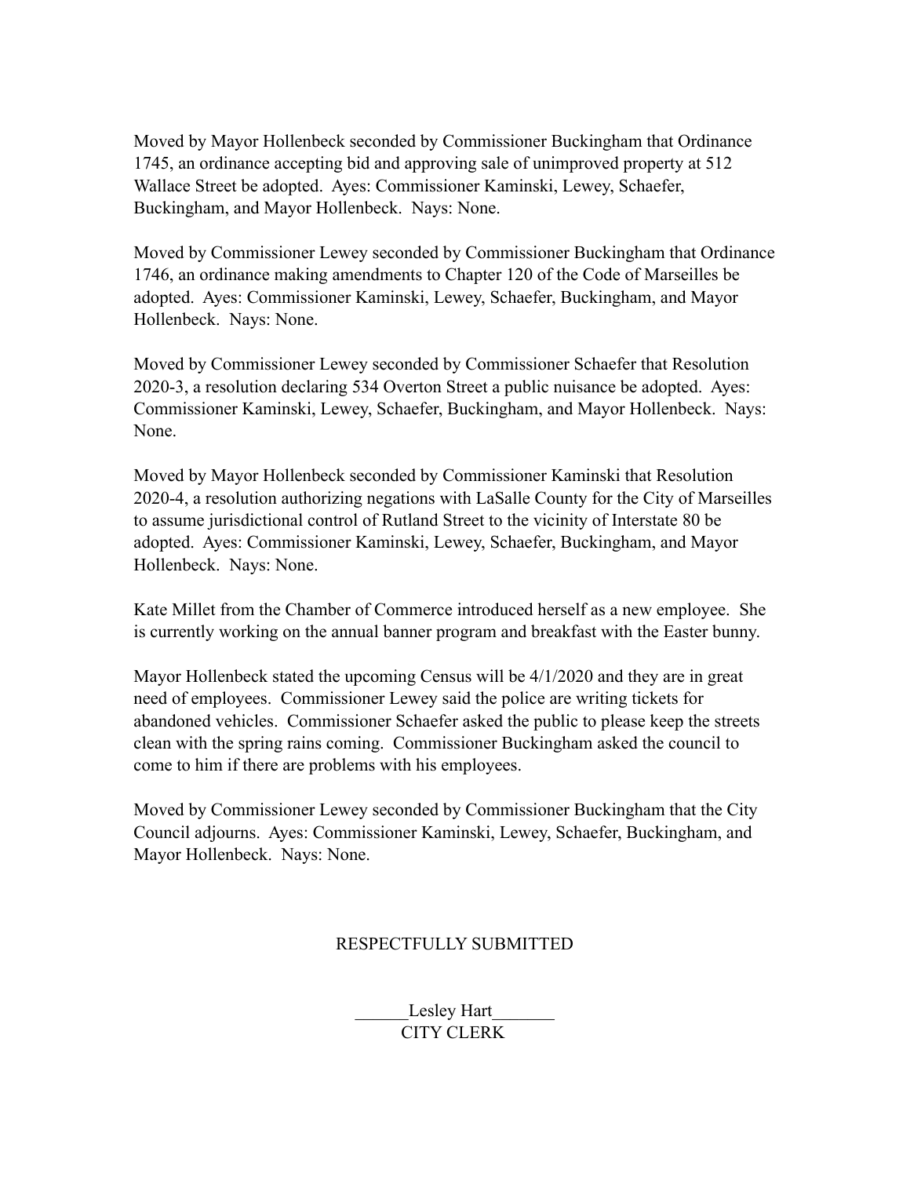Moved by Mayor Hollenbeck seconded by Commissioner Buckingham that Ordinance 1745, an ordinance accepting bid and approving sale of unimproved property at 512 Wallace Street be adopted. Ayes: Commissioner Kaminski, Lewey, Schaefer, Buckingham, and Mayor Hollenbeck. Nays: None.

Moved by Commissioner Lewey seconded by Commissioner Buckingham that Ordinance 1746, an ordinance making amendments to Chapter 120 of the Code of Marseilles be adopted. Ayes: Commissioner Kaminski, Lewey, Schaefer, Buckingham, and Mayor Hollenbeck. Nays: None.

Moved by Commissioner Lewey seconded by Commissioner Schaefer that Resolution 2020-3, a resolution declaring 534 Overton Street a public nuisance be adopted. Ayes: Commissioner Kaminski, Lewey, Schaefer, Buckingham, and Mayor Hollenbeck. Nays: None.

Moved by Mayor Hollenbeck seconded by Commissioner Kaminski that Resolution 2020-4, a resolution authorizing negations with LaSalle County for the City of Marseilles to assume jurisdictional control of Rutland Street to the vicinity of Interstate 80 be adopted. Ayes: Commissioner Kaminski, Lewey, Schaefer, Buckingham, and Mayor Hollenbeck. Nays: None.

Kate Millet from the Chamber of Commerce introduced herself as a new employee. She is currently working on the annual banner program and breakfast with the Easter bunny.

Mayor Hollenbeck stated the upcoming Census will be 4/1/2020 and they are in great need of employees. Commissioner Lewey said the police are writing tickets for abandoned vehicles. Commissioner Schaefer asked the public to please keep the streets clean with the spring rains coming. Commissioner Buckingham asked the council to come to him if there are problems with his employees.

Moved by Commissioner Lewey seconded by Commissioner Buckingham that the City Council adjourns. Ayes: Commissioner Kaminski, Lewey, Schaefer, Buckingham, and Mayor Hollenbeck. Nays: None.

RESPECTFULLY SUBMITTED

______Lesley Hart_______
CITY CLERK